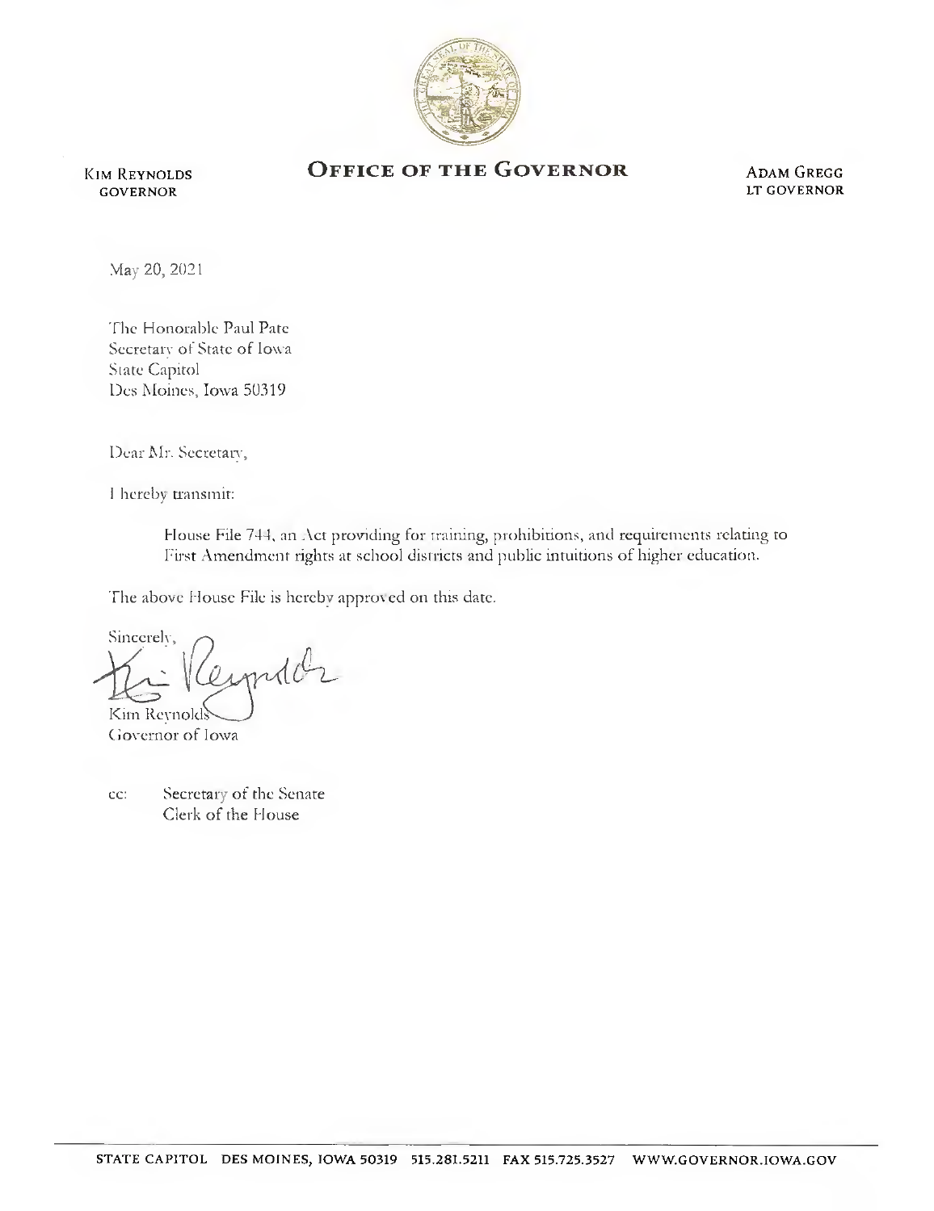KIM REYNOLDS
GOVERNOR

# OFFICE OF THE GOVERNOR

ADAM GREGG
LT GOVERNOR

May 20, 2021

The Honorable Paul Pate
Secretary of State of Iowa
State Capitol
Des Moines, Iowa 50319

Dear Mr. Secretary,

I hereby transmit:

> House File 744, an Act providing for training, prohibitions, and requirements relating to First Amendment rights at school districts and public intuitions of higher education.

The above House File is hereby approved on this date.

Sincerely,

Kim Reynolds
Governor of Iowa

cc: Secretary of the Senate
Clerk of the House

STATE CAPITOL DES MOINES, IOWA 50319 515.281.5211 FAX 515.725.3527 WWW.GOVERNOR.IOWA.GOV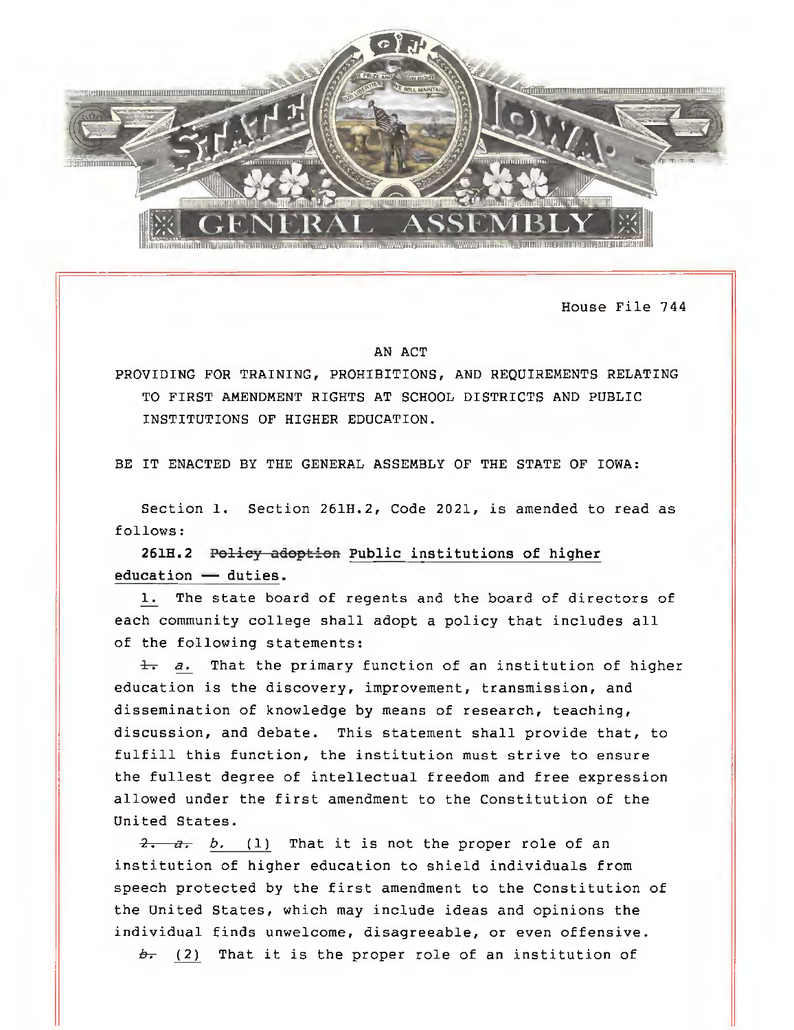House File 744

AN ACT

PROVIDING FOR TRAINING, PROHIBITIONS, AND REQUIREMENTS RELATING TO FIRST AMENDMENT RIGHTS AT SCHOOL DISTRICTS AND PUBLIC INSTITUTIONS OF HIGHER EDUCATION.

BE IT ENACTED BY THE GENERAL ASSEMBLY OF THE STATE OF IOWA:

Section 1. Section 261H.2, Code 2021, is amended to read as follows:

**261H.2 ~~Policy adoption~~ Public institutions of higher education — duties.**

1. The state board of regents and the board of directors of each community college shall adopt a policy that includes all of the following statements:

~~1.~~ *a.* That the primary function of an institution of higher education is the discovery, improvement, transmission, and dissemination of knowledge by means of research, teaching, discussion, and debate. This statement shall provide that, to fulfill this function, the institution must strive to ensure the fullest degree of intellectual freedom and free expression allowed under the first amendment to the Constitution of the United States.

~~2. a.~~ *b.* (1) That it is not the proper role of an institution of higher education to shield individuals from speech protected by the first amendment to the Constitution of the United States, which may include ideas and opinions the individual finds unwelcome, disagreeable, or even offensive.

~~b.~~ (2) That it is the proper role of an institution of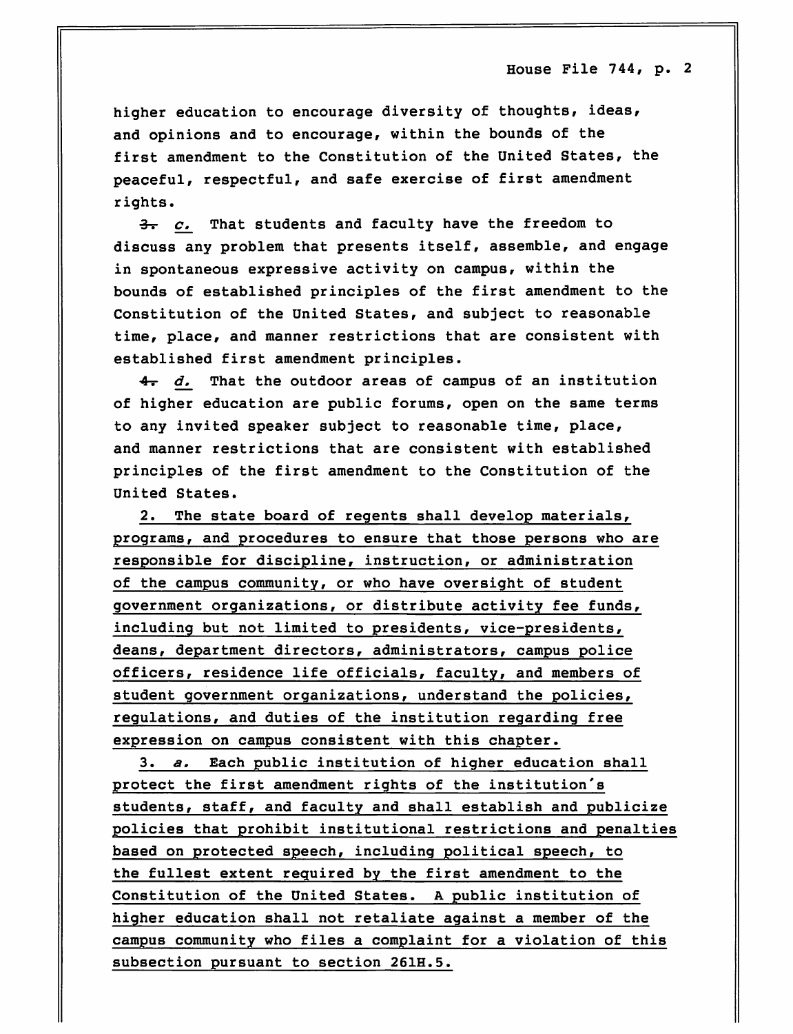higher education to encourage diversity of thoughts, ideas, and opinions and to encourage, within the bounds of the first amendment to the Constitution of the United States, the peaceful, respectful, and safe exercise of first amendment rights.

~~3.~~ *c.* That students and faculty have the freedom to discuss any problem that presents itself, assemble, and engage in spontaneous expressive activity on campus, within the bounds of established principles of the first amendment to the Constitution of the United States, and subject to reasonable time, place, and manner restrictions that are consistent with established first amendment principles.

~~4.~~ *d.* That the outdoor areas of campus of an institution of higher education are public forums, open on the same terms to any invited speaker subject to reasonable time, place, and manner restrictions that are consistent with established principles of the first amendment to the Constitution of the United States.

2. The state board of regents shall develop materials, programs, and procedures to ensure that those persons who are responsible for discipline, instruction, or administration of the campus community, or who have oversight of student government organizations, or distribute activity fee funds, including but not limited to presidents, vice-presidents, deans, department directors, administrators, campus police officers, residence life officials, faculty, and members of student government organizations, understand the policies, regulations, and duties of the institution regarding free expression on campus consistent with this chapter.

3. *a.* Each public institution of higher education shall protect the first amendment rights of the institution's students, staff, and faculty and shall establish and publicize policies that prohibit institutional restrictions and penalties based on protected speech, including political speech, to the fullest extent required by the first amendment to the Constitution of the United States. A public institution of higher education shall not retaliate against a member of the campus community who files a complaint for a violation of this subsection pursuant to section 261H.5.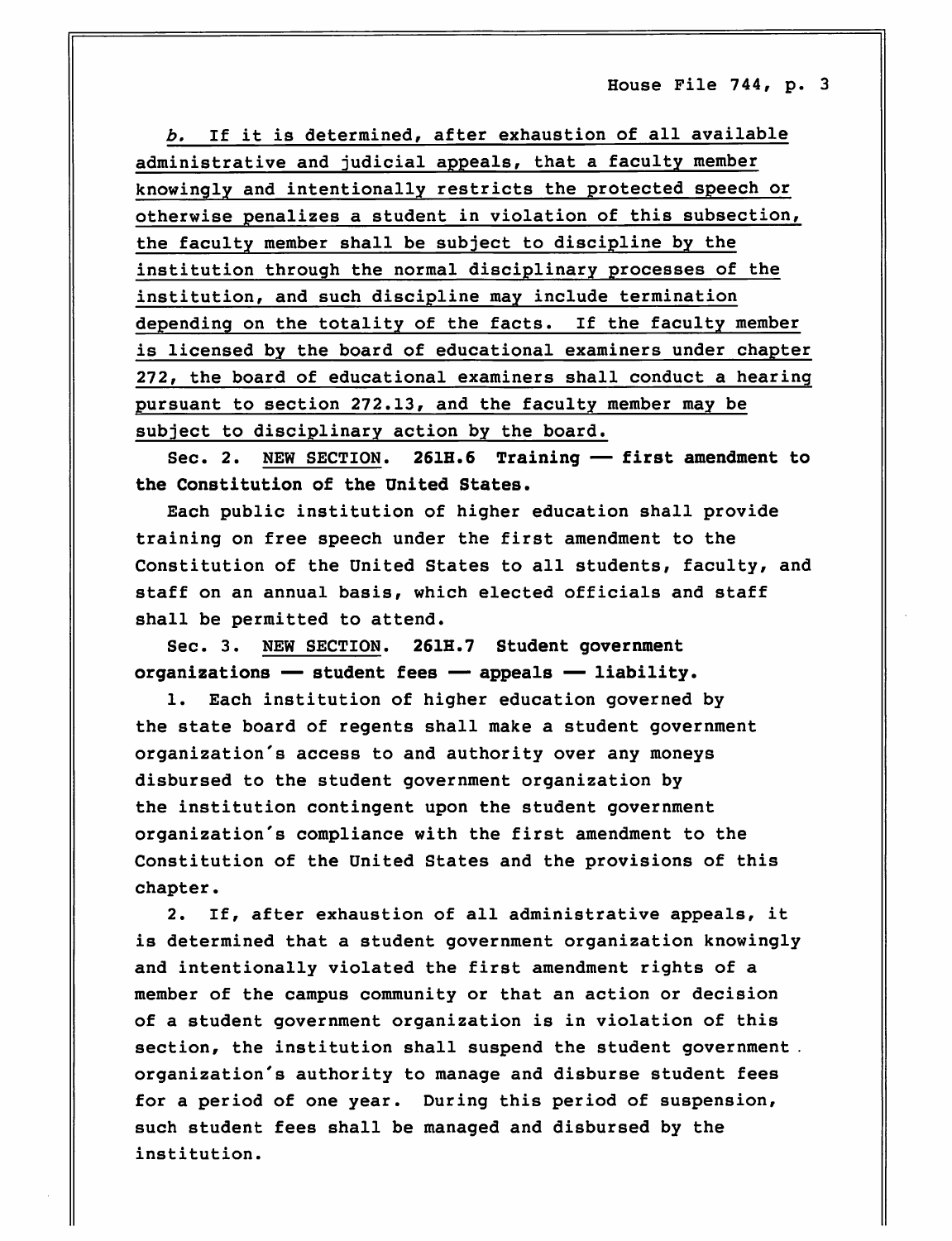*b.* If it is determined, after exhaustion of all available administrative and judicial appeals, that a faculty member knowingly and intentionally restricts the protected speech or otherwise penalizes a student in violation of this subsection, the faculty member shall be subject to discipline by the institution through the normal disciplinary processes of the institution, and such discipline may include termination depending on the totality of the facts. If the faculty member is licensed by the board of educational examiners under chapter 272, the board of educational examiners shall conduct a hearing pursuant to section 272.13, and the faculty member may be subject to disciplinary action by the board.

Sec. 2. NEW SECTION. **261H.6 Training — first amendment to the Constitution of the United States.**

Each public institution of higher education shall provide training on free speech under the first amendment to the Constitution of the United States to all students, faculty, and staff on an annual basis, which elected officials and staff shall be permitted to attend.

Sec. 3. NEW SECTION. **261H.7 Student government organizations — student fees — appeals — liability.**

1. Each institution of higher education governed by the state board of regents shall make a student government organization's access to and authority over any moneys disbursed to the student government organization by the institution contingent upon the student government organization's compliance with the first amendment to the Constitution of the United States and the provisions of this chapter.

2. If, after exhaustion of all administrative appeals, it is determined that a student government organization knowingly and intentionally violated the first amendment rights of a member of the campus community or that an action or decision of a student government organization is in violation of this section, the institution shall suspend the student government organization's authority to manage and disburse student fees for a period of one year. During this period of suspension, such student fees shall be managed and disbursed by the institution.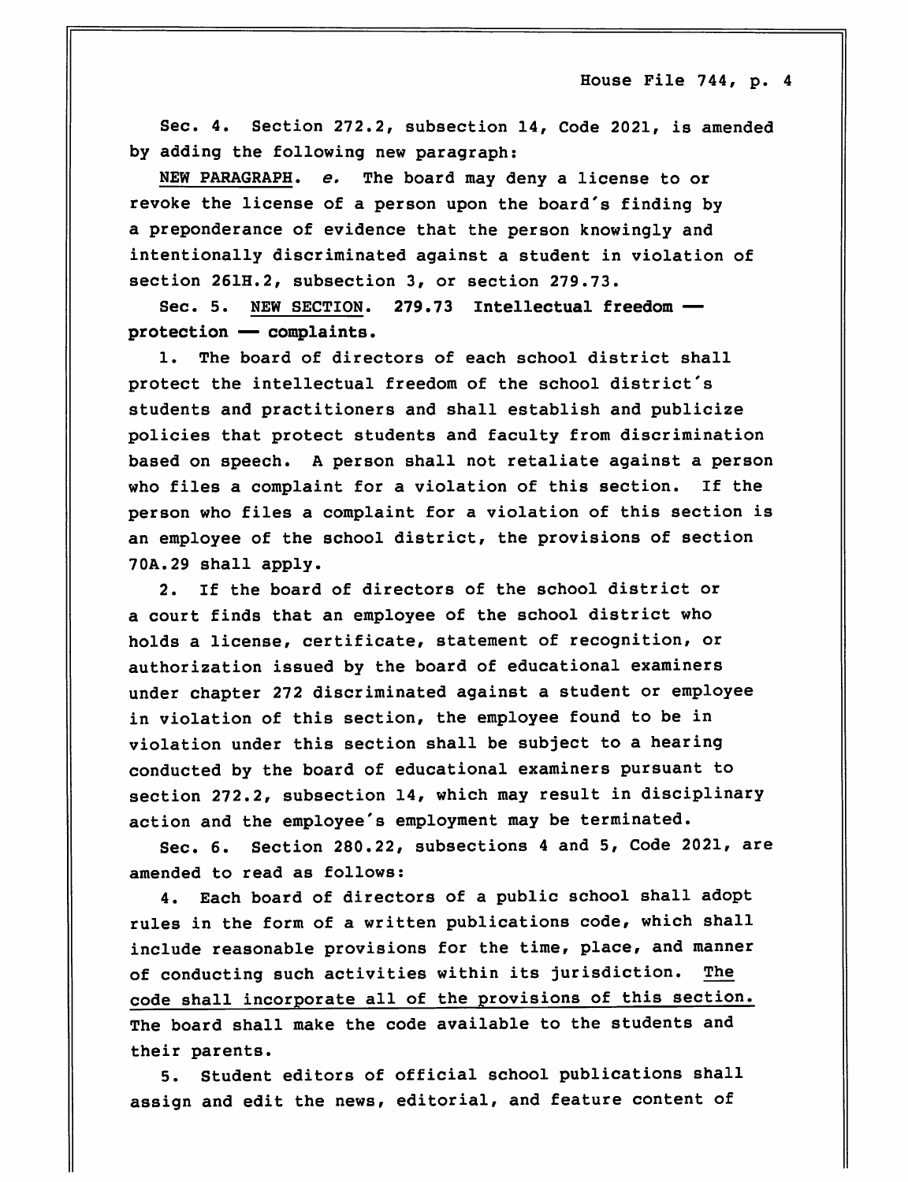Sec. 4. Section 272.2, subsection 14, Code 2021, is amended by adding the following new paragraph:

NEW PARAGRAPH. *e.* The board may deny a license to or revoke the license of a person upon the board's finding by a preponderance of evidence that the person knowingly and intentionally discriminated against a student in violation of section 261H.2, subsection 3, or section 279.73.

Sec. 5. NEW SECTION. **279.73 Intellectual freedom — protection — complaints.**

1. The board of directors of each school district shall protect the intellectual freedom of the school district's students and practitioners and shall establish and publicize policies that protect students and faculty from discrimination based on speech. A person shall not retaliate against a person who files a complaint for a violation of this section. If the person who files a complaint for a violation of this section is an employee of the school district, the provisions of section 70A.29 shall apply.

2. If the board of directors of the school district or a court finds that an employee of the school district who holds a license, certificate, statement of recognition, or authorization issued by the board of educational examiners under chapter 272 discriminated against a student or employee in violation of this section, the employee found to be in violation under this section shall be subject to a hearing conducted by the board of educational examiners pursuant to section 272.2, subsection 14, which may result in disciplinary action and the employee's employment may be terminated.

Sec. 6. Section 280.22, subsections 4 and 5, Code 2021, are amended to read as follows:

4. Each board of directors of a public school shall adopt rules in the form of a written publications code, which shall include reasonable provisions for the time, place, and manner of conducting such activities within its jurisdiction. <u>The code shall incorporate all of the provisions of this section.</u> The board shall make the code available to the students and their parents.

5. Student editors of official school publications shall assign and edit the news, editorial, and feature content of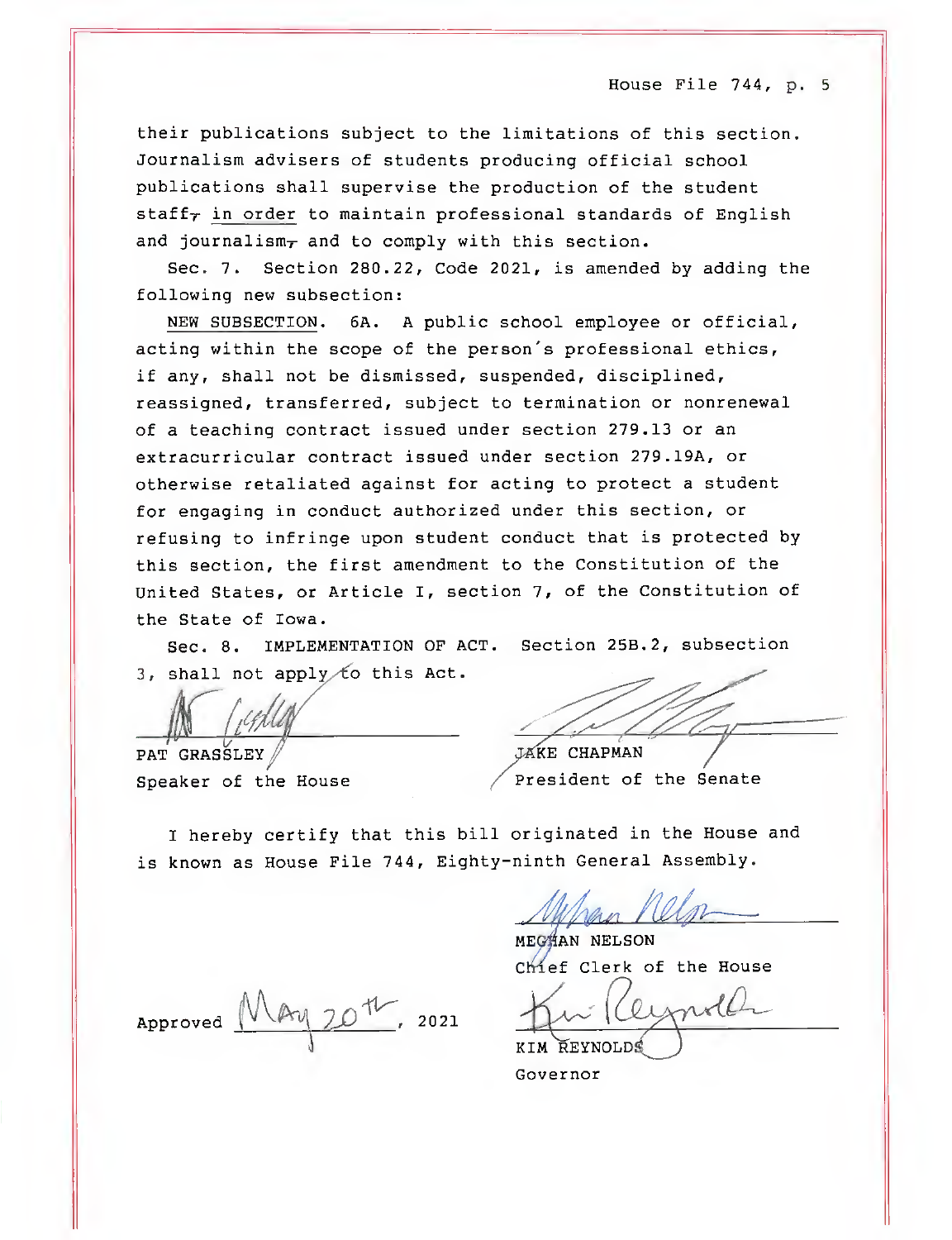their publications subject to the limitations of this section. Journalism advisers of students producing official school publications shall supervise the production of the student staff, in order to maintain professional standards of English and journalism, and to comply with this section.

Sec. 7. Section 280.22, Code 2021, is amended by adding the following new subsection:

NEW SUBSECTION. 6A. A public school employee or official, acting within the scope of the person's professional ethics, if any, shall not be dismissed, suspended, disciplined, reassigned, transferred, subject to termination or nonrenewal of a teaching contract issued under section 279.13 or an extracurricular contract issued under section 279.19A, or otherwise retaliated against for acting to protect a student for engaging in conduct authorized under this section, or refusing to infringe upon student conduct that is protected by this section, the first amendment to the Constitution of the United States, or Article I, section 7, of the Constitution of the State of Iowa.

Sec. 8. IMPLEMENTATION OF ACT. Section 25B.2, subsection 3, shall not apply to this Act.

PAT GRASSLEY
Speaker of the House

JAKE CHAPMAN
President of the Senate

I hereby certify that this bill originated in the House and is known as House File 744, Eighty-ninth General Assembly.

MEGHAN NELSON
Chief Clerk of the House

Approved May 20th, 2021

KIM REYNOLDS
Governor